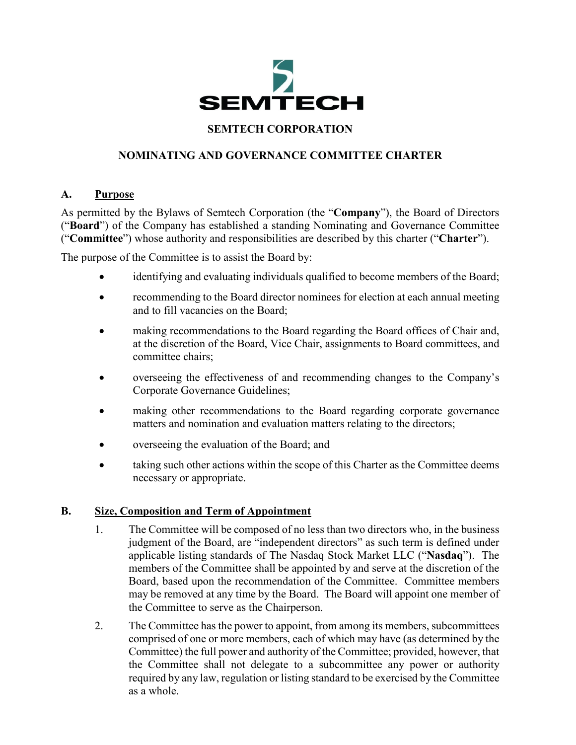# SEMTECH CORPORATION

## NOMINATING AND GOVERNANCE COMMITTEE CHARTER

### A. Purpose

As permitted by the Bylaws of Semtech Corporation (the "**Company**"), the Board of Directors ("**Board**") of the Company has established a standing Nominating and Governance Committee ("**Committee**") whose authority and responsibilities are described by this charter ("**Charter**").

The purpose of the Committee is to assist the Board by:

- identifying and evaluating individuals qualified to become members of the Board;
- recommending to the Board director nominees for election at each annual meeting and to fill vacancies on the Board;
- making recommendations to the Board regarding the Board offices of Chair and, at the discretion of the Board, Vice Chair, assignments to Board committees, and committee chairs;
- overseeing the effectiveness of and recommending changes to the Company's Corporate Governance Guidelines;
- making other recommendations to the Board regarding corporate governance matters and nomination and evaluation matters relating to the directors;
- overseeing the evaluation of the Board; and
- taking such other actions within the scope of this Charter as the Committee deems necessary or appropriate.

### B. Size, Composition and Term of Appointment

1. The Committee will be composed of no less than two directors who, in the business judgment of the Board, are "independent directors" as such term is defined under applicable listing standards of The Nasdaq Stock Market LLC ("**Nasdaq**"). The members of the Committee shall be appointed by and serve at the discretion of the Board, based upon the recommendation of the Committee. Committee members may be removed at any time by the Board. The Board will appoint one member of the Committee to serve as the Chairperson.

2. The Committee has the power to appoint, from among its members, subcommittees comprised of one or more members, each of which may have (as determined by the Committee) the full power and authority of the Committee; provided, however, that the Committee shall not delegate to a subcommittee any power or authority required by any law, regulation or listing standard to be exercised by the Committee as a whole.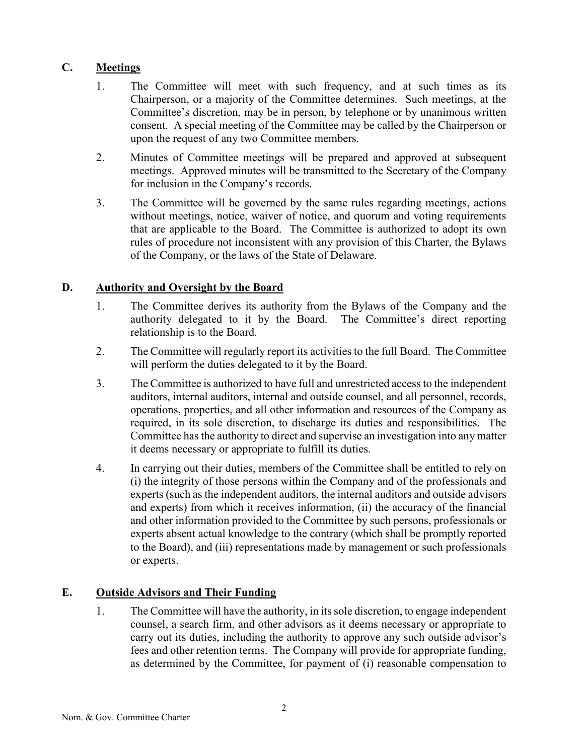## C. Meetings

1. The Committee will meet with such frequency, and at such times as its Chairperson, or a majority of the Committee determines. Such meetings, at the Committee's discretion, may be in person, by telephone or by unanimous written consent. A special meeting of the Committee may be called by the Chairperson or upon the request of any two Committee members.
2. Minutes of Committee meetings will be prepared and approved at subsequent meetings. Approved minutes will be transmitted to the Secretary of the Company for inclusion in the Company's records.
3. The Committee will be governed by the same rules regarding meetings, actions without meetings, notice, waiver of notice, and quorum and voting requirements that are applicable to the Board. The Committee is authorized to adopt its own rules of procedure not inconsistent with any provision of this Charter, the Bylaws of the Company, or the laws of the State of Delaware.

## D. Authority and Oversight by the Board

1. The Committee derives its authority from the Bylaws of the Company and the authority delegated to it by the Board. The Committee's direct reporting relationship is to the Board.
2. The Committee will regularly report its activities to the full Board. The Committee will perform the duties delegated to it by the Board.
3. The Committee is authorized to have full and unrestricted access to the independent auditors, internal auditors, internal and outside counsel, and all personnel, records, operations, properties, and all other information and resources of the Company as required, in its sole discretion, to discharge its duties and responsibilities. The Committee has the authority to direct and supervise an investigation into any matter it deems necessary or appropriate to fulfill its duties.
4. In carrying out their duties, members of the Committee shall be entitled to rely on (i) the integrity of those persons within the Company and of the professionals and experts (such as the independent auditors, the internal auditors and outside advisors and experts) from which it receives information, (ii) the accuracy of the financial and other information provided to the Committee by such persons, professionals or experts absent actual knowledge to the contrary (which shall be promptly reported to the Board), and (iii) representations made by management or such professionals or experts.

## E. Outside Advisors and Their Funding

1. The Committee will have the authority, in its sole discretion, to engage independent counsel, a search firm, and other advisors as it deems necessary or appropriate to carry out its duties, including the authority to approve any such outside advisor's fees and other retention terms. The Company will provide for appropriate funding, as determined by the Committee, for payment of (i) reasonable compensation to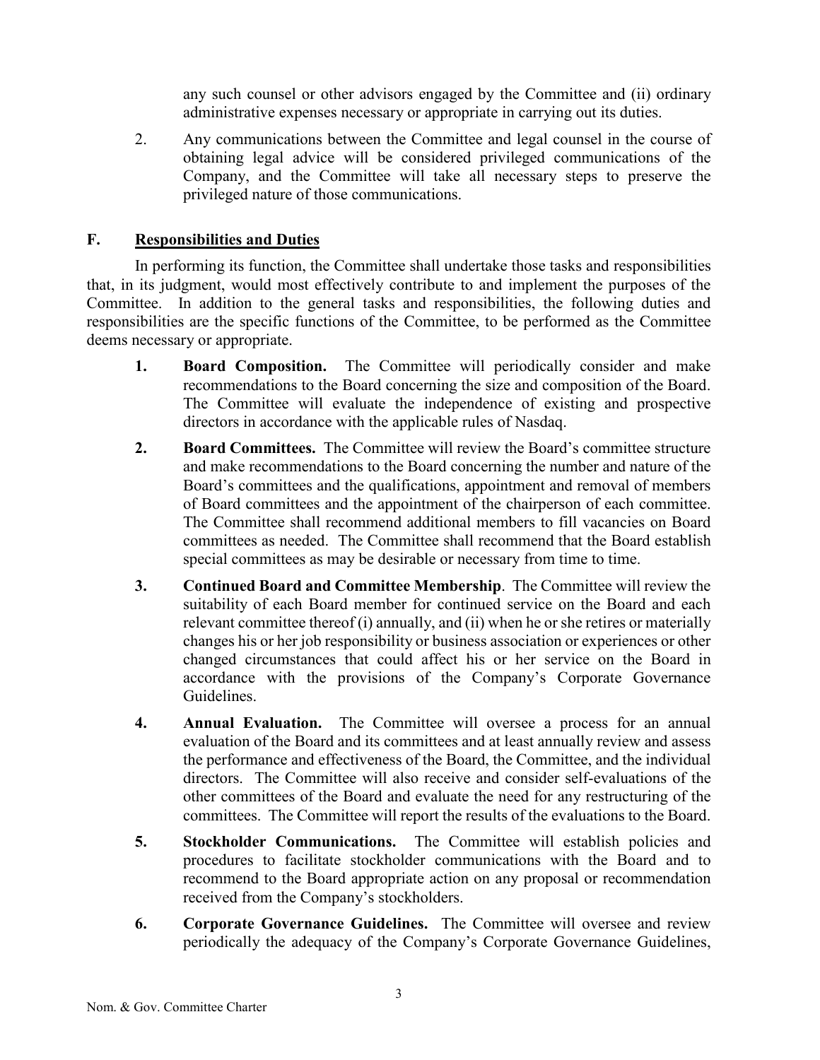any such counsel or other advisors engaged by the Committee and (ii) ordinary administrative expenses necessary or appropriate in carrying out its duties.

2. Any communications between the Committee and legal counsel in the course of obtaining legal advice will be considered privileged communications of the Company, and the Committee will take all necessary steps to preserve the privileged nature of those communications.

## F. Responsibilities and Duties

In performing its function, the Committee shall undertake those tasks and responsibilities that, in its judgment, would most effectively contribute to and implement the purposes of the Committee. In addition to the general tasks and responsibilities, the following duties and responsibilities are the specific functions of the Committee, to be performed as the Committee deems necessary or appropriate.

1. **Board Composition.** The Committee will periodically consider and make recommendations to the Board concerning the size and composition of the Board. The Committee will evaluate the independence of existing and prospective directors in accordance with the applicable rules of Nasdaq.

2. **Board Committees.** The Committee will review the Board's committee structure and make recommendations to the Board concerning the number and nature of the Board's committees and the qualifications, appointment and removal of members of Board committees and the appointment of the chairperson of each committee. The Committee shall recommend additional members to fill vacancies on Board committees as needed. The Committee shall recommend that the Board establish special committees as may be desirable or necessary from time to time.

3. **Continued Board and Committee Membership**. The Committee will review the suitability of each Board member for continued service on the Board and each relevant committee thereof (i) annually, and (ii) when he or she retires or materially changes his or her job responsibility or business association or experiences or other changed circumstances that could affect his or her service on the Board in accordance with the provisions of the Company's Corporate Governance Guidelines.

4. **Annual Evaluation.** The Committee will oversee a process for an annual evaluation of the Board and its committees and at least annually review and assess the performance and effectiveness of the Board, the Committee, and the individual directors. The Committee will also receive and consider self-evaluations of the other committees of the Board and evaluate the need for any restructuring of the committees. The Committee will report the results of the evaluations to the Board.

5. **Stockholder Communications.** The Committee will establish policies and procedures to facilitate stockholder communications with the Board and to recommend to the Board appropriate action on any proposal or recommendation received from the Company's stockholders.

6. **Corporate Governance Guidelines.** The Committee will oversee and review periodically the adequacy of the Company's Corporate Governance Guidelines,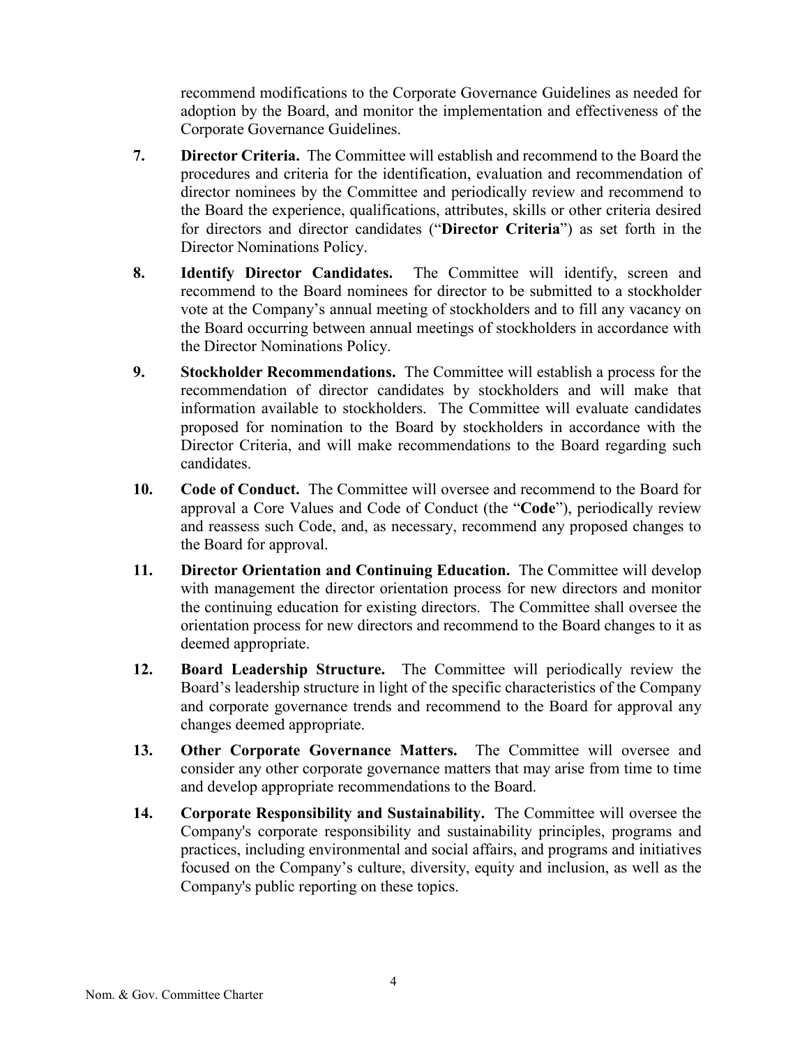recommend modifications to the Corporate Governance Guidelines as needed for adoption by the Board, and monitor the implementation and effectiveness of the Corporate Governance Guidelines.

7. **Director Criteria.** The Committee will establish and recommend to the Board the procedures and criteria for the identification, evaluation and recommendation of director nominees by the Committee and periodically review and recommend to the Board the experience, qualifications, attributes, skills or other criteria desired for directors and director candidates ("**Director Criteria**") as set forth in the Director Nominations Policy.

8. **Identify Director Candidates.** The Committee will identify, screen and recommend to the Board nominees for director to be submitted to a stockholder vote at the Company's annual meeting of stockholders and to fill any vacancy on the Board occurring between annual meetings of stockholders in accordance with the Director Nominations Policy.

9. **Stockholder Recommendations.** The Committee will establish a process for the recommendation of director candidates by stockholders and will make that information available to stockholders. The Committee will evaluate candidates proposed for nomination to the Board by stockholders in accordance with the Director Criteria, and will make recommendations to the Board regarding such candidates.

10. **Code of Conduct.** The Committee will oversee and recommend to the Board for approval a Core Values and Code of Conduct (the "**Code**"), periodically review and reassess such Code, and, as necessary, recommend any proposed changes to the Board for approval.

11. **Director Orientation and Continuing Education.** The Committee will develop with management the director orientation process for new directors and monitor the continuing education for existing directors. The Committee shall oversee the orientation process for new directors and recommend to the Board changes to it as deemed appropriate.

12. **Board Leadership Structure.** The Committee will periodically review the Board's leadership structure in light of the specific characteristics of the Company and corporate governance trends and recommend to the Board for approval any changes deemed appropriate.

13. **Other Corporate Governance Matters.** The Committee will oversee and consider any other corporate governance matters that may arise from time to time and develop appropriate recommendations to the Board.

14. **Corporate Responsibility and Sustainability.** The Committee will oversee the Company's corporate responsibility and sustainability principles, programs and practices, including environmental and social affairs, and programs and initiatives focused on the Company's culture, diversity, equity and inclusion, as well as the Company's public reporting on these topics.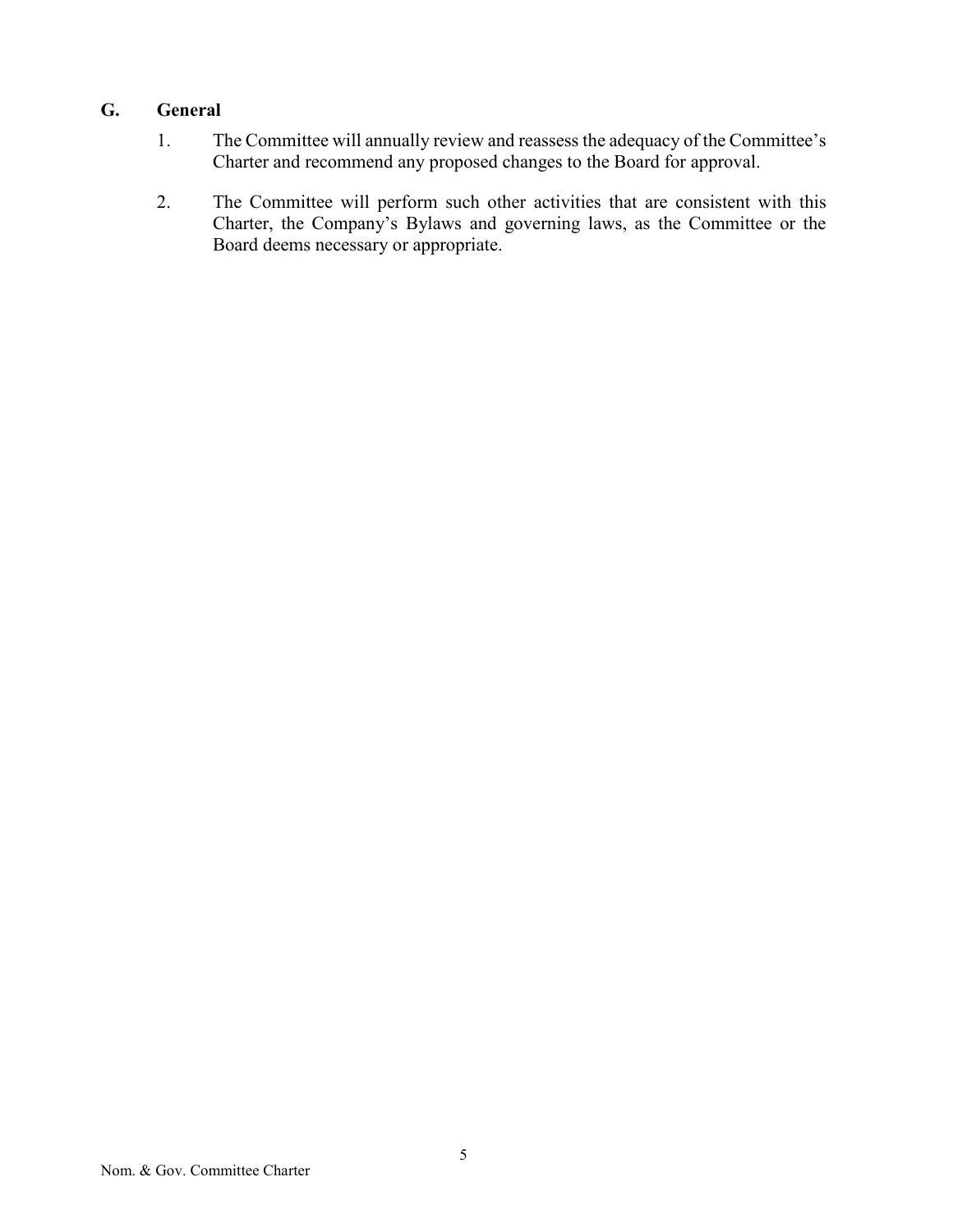## G. General

1. The Committee will annually review and reassess the adequacy of the Committee's Charter and recommend any proposed changes to the Board for approval.

2. The Committee will perform such other activities that are consistent with this Charter, the Company's Bylaws and governing laws, as the Committee or the Board deems necessary or appropriate.